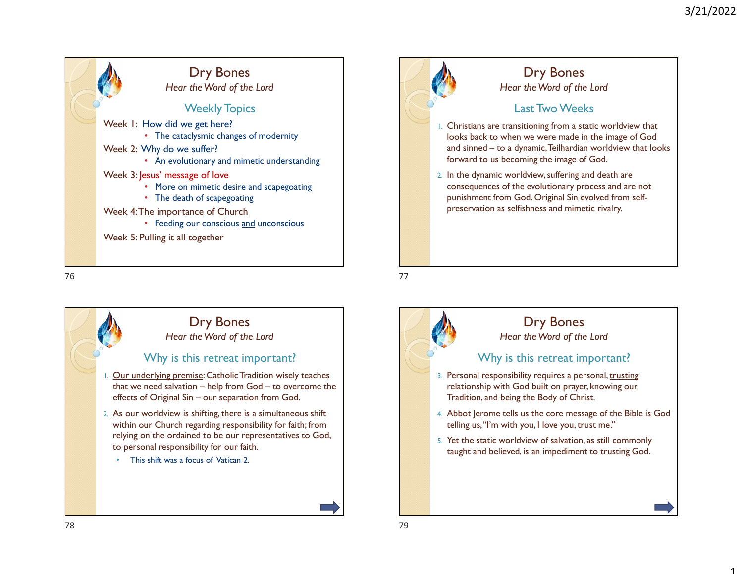## Dry Bones

*Hear the Word of the Lord*

### Weekly Topics

Week 1: How did we get here?
- The cataclysmic changes of modernity

Week 2: Why do we suffer?
- An evolutionary and mimetic understanding

Week 3: Jesus' message of love
- More on mimetic desire and scapegoating
- The death of scapegoating

Week 4: The importance of Church
- Feeding our conscious and unconscious

Week 5: Pulling it all together

## Dry Bones

*Hear the Word of the Lord*

### Last Two Weeks

1. Christians are transitioning from a static worldview that looks back to when we were made in the image of God and sinned – to a dynamic, Teilhardian worldview that looks forward to us becoming the image of God.
2. In the dynamic worldview, suffering and death are consequences of the evolutionary process and are not punishment from God. Original Sin evolved from self-preservation as selfishness and mimetic rivalry.

## Dry Bones

*Hear the Word of the Lord*

### Why is this retreat important?

1. Our underlying premise: Catholic Tradition wisely teaches that we need salvation – help from God – to overcome the effects of Original Sin – our separation from God.
2. As our worldview is shifting, there is a simultaneous shift within our Church regarding responsibility for faith; from relying on the ordained to be our representatives to God, to personal responsibility for our faith.
   - This shift was a focus of Vatican 2.

## Dry Bones

*Hear the Word of the Lord*

### Why is this retreat important?

3. Personal responsibility requires a personal, trusting relationship with God built on prayer, knowing our Tradition, and being the Body of Christ.
4. Abbot Jerome tells us the core message of the Bible is God telling us, "I'm with you, I love you, trust me."
5. Yet the static worldview of salvation, as still commonly taught and believed, is an impediment to trusting God.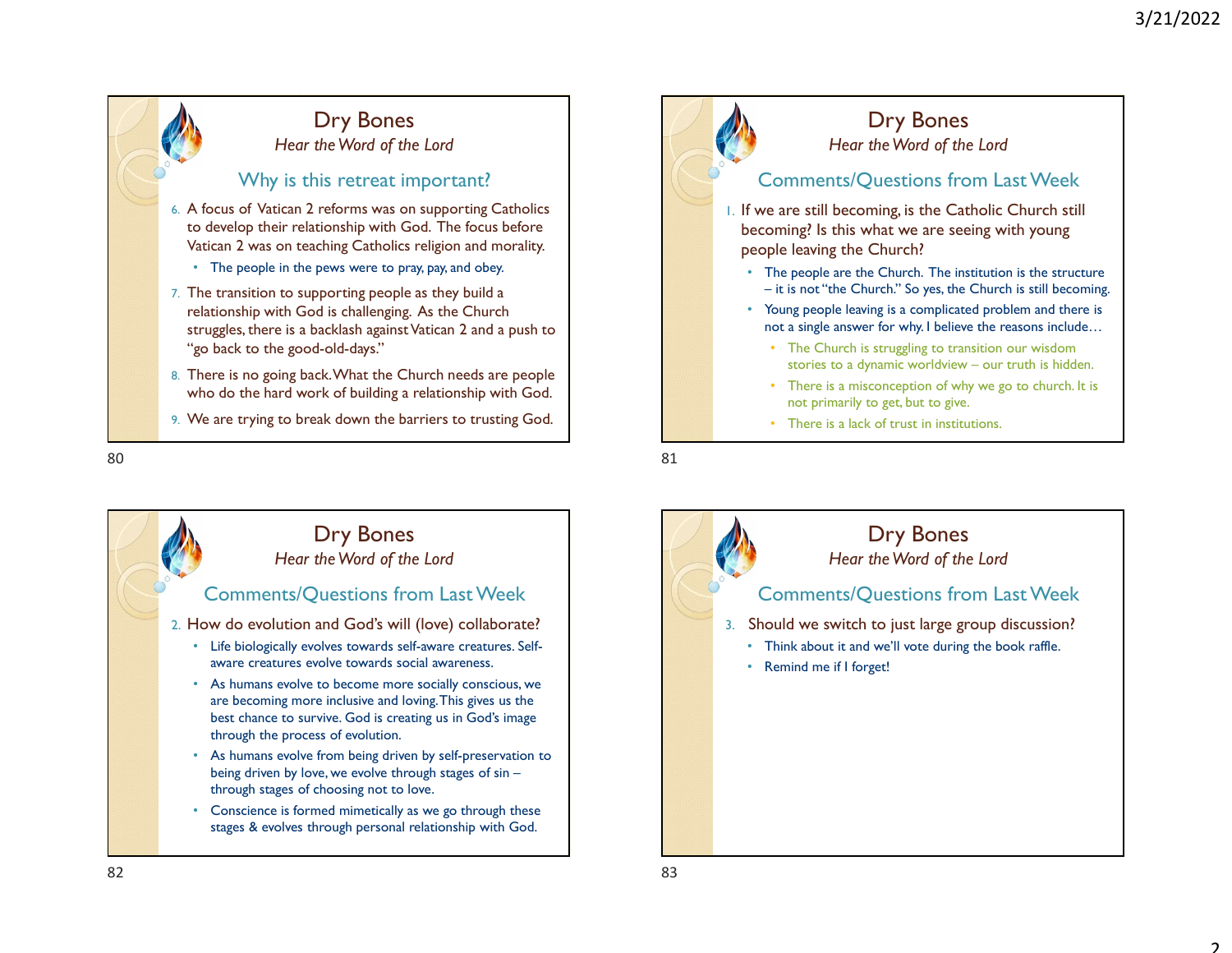# Dry Bones

*Hear the Word of the Lord*

## Why is this retreat important?

6. A focus of Vatican 2 reforms was on supporting Catholics to develop their relationship with God. The focus before Vatican 2 was on teaching Catholics religion and morality.
   - The people in the pews were to pray, pay, and obey.
7. The transition to supporting people as they build a relationship with God is challenging. As the Church struggles, there is a backlash against Vatican 2 and a push to "go back to the good-old-days."
8. There is no going back. What the Church needs are people who do the hard work of building a relationship with God.
9. We are trying to break down the barriers to trusting God.

# Dry Bones

*Hear the Word of the Lord*

## Comments/Questions from Last Week

1. If we are still becoming, is the Catholic Church still becoming? Is this what we are seeing with young people leaving the Church?
   - The people are the Church. The institution is the structure – it is not "the Church." So yes, the Church is still becoming.
   - Young people leaving is a complicated problem and there is not a single answer for why. I believe the reasons include…
     - The Church is struggling to transition our wisdom stories to a dynamic worldview – our truth is hidden.
     - There is a misconception of why we go to church. It is not primarily to get, but to give.
     - There is a lack of trust in institutions.

# Dry Bones

*Hear the Word of the Lord*

## Comments/Questions from Last Week

2. How do evolution and God's will (love) collaborate?
   - Life biologically evolves towards self-aware creatures. Self-aware creatures evolve towards social awareness.
   - As humans evolve to become more socially conscious, we are becoming more inclusive and loving. This gives us the best chance to survive. God is creating us in God's image through the process of evolution.
   - As humans evolve from being driven by self-preservation to being driven by love, we evolve through stages of sin – through stages of choosing not to love.
   - Conscience is formed mimetically as we go through these stages & evolves through personal relationship with God.

# Dry Bones

*Hear the Word of the Lord*

## Comments/Questions from Last Week

3. Should we switch to just large group discussion?
   - Think about it and we'll vote during the book raffle.
   - Remind me if I forget!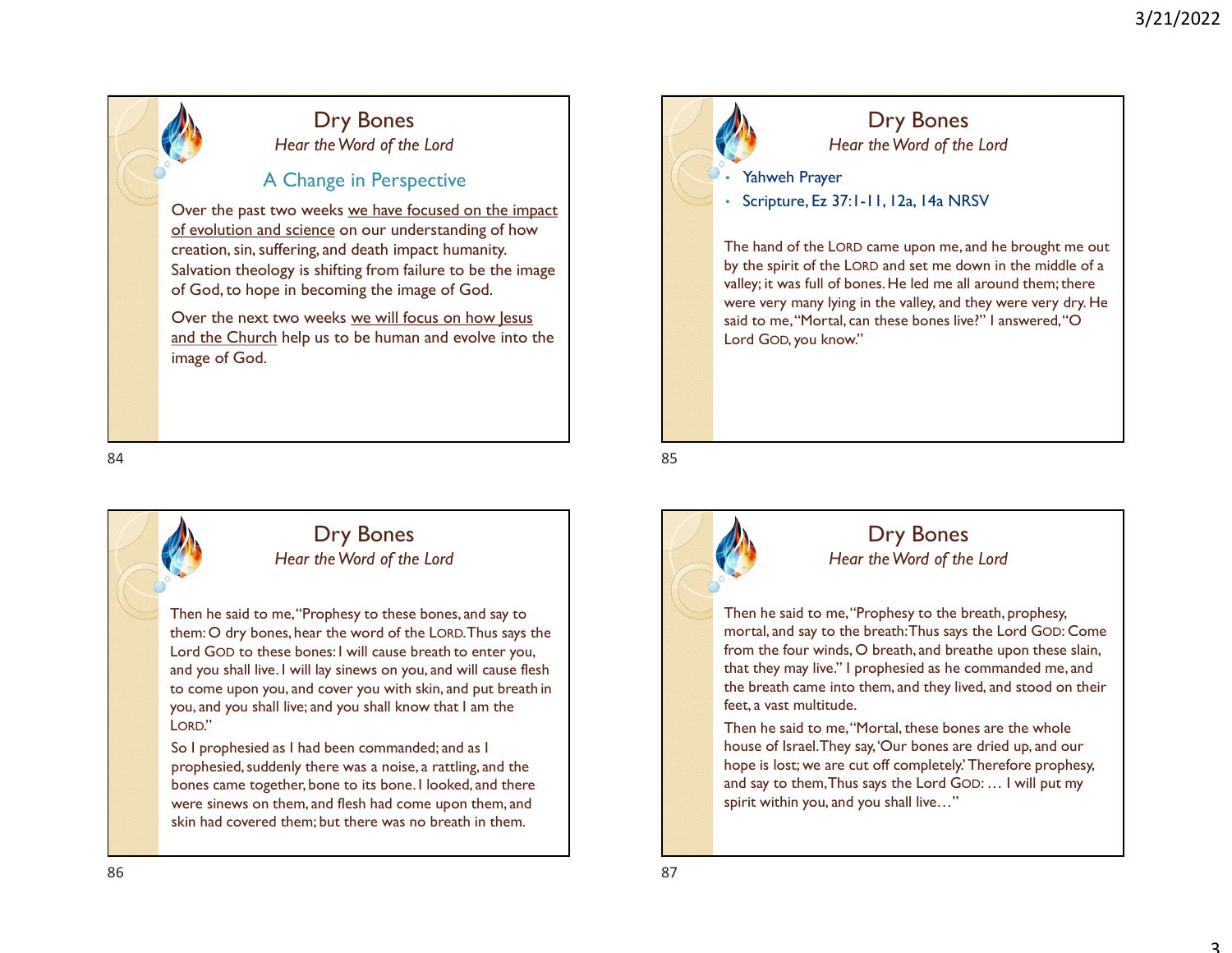## Dry Bones

*Hear the Word of the Lord*

### A Change in Perspective

Over the past two weeks we have focused on the impact of evolution and science on our understanding of how creation, sin, suffering, and death impact humanity. Salvation theology is shifting from failure to be the image of God, to hope in becoming the image of God.

Over the next two weeks we will focus on how Jesus and the Church help us to be human and evolve into the image of God.

## Dry Bones

*Hear the Word of the Lord*

- Yahweh Prayer
- Scripture, Ez 37:1-11, 12a, 14a NRSV

The hand of the LORD came upon me, and he brought me out by the spirit of the LORD and set me down in the middle of a valley; it was full of bones. He led me all around them; there were very many lying in the valley, and they were very dry. He said to me, "Mortal, can these bones live?" I answered, "O Lord GOD, you know."

## Dry Bones

*Hear the Word of the Lord*

Then he said to me, "Prophesy to these bones, and say to them: O dry bones, hear the word of the LORD. Thus says the Lord GOD to these bones: I will cause breath to enter you, and you shall live. I will lay sinews on you, and will cause flesh to come upon you, and cover you with skin, and put breath in you, and you shall live; and you shall know that I am the LORD."

So I prophesied as I had been commanded; and as I prophesied, suddenly there was a noise, a rattling, and the bones came together, bone to its bone. I looked, and there were sinews on them, and flesh had come upon them, and skin had covered them; but there was no breath in them.

## Dry Bones

*Hear the Word of the Lord*

Then he said to me, "Prophesy to the breath, prophesy, mortal, and say to the breath: Thus says the Lord GOD: Come from the four winds, O breath, and breathe upon these slain, that they may live." I prophesied as he commanded me, and the breath came into them, and they lived, and stood on their feet, a vast multitude.

Then he said to me, "Mortal, these bones are the whole house of Israel. They say, 'Our bones are dried up, and our hope is lost; we are cut off completely.' Therefore prophesy, and say to them, Thus says the Lord GOD: … I will put my spirit within you, and you shall live…"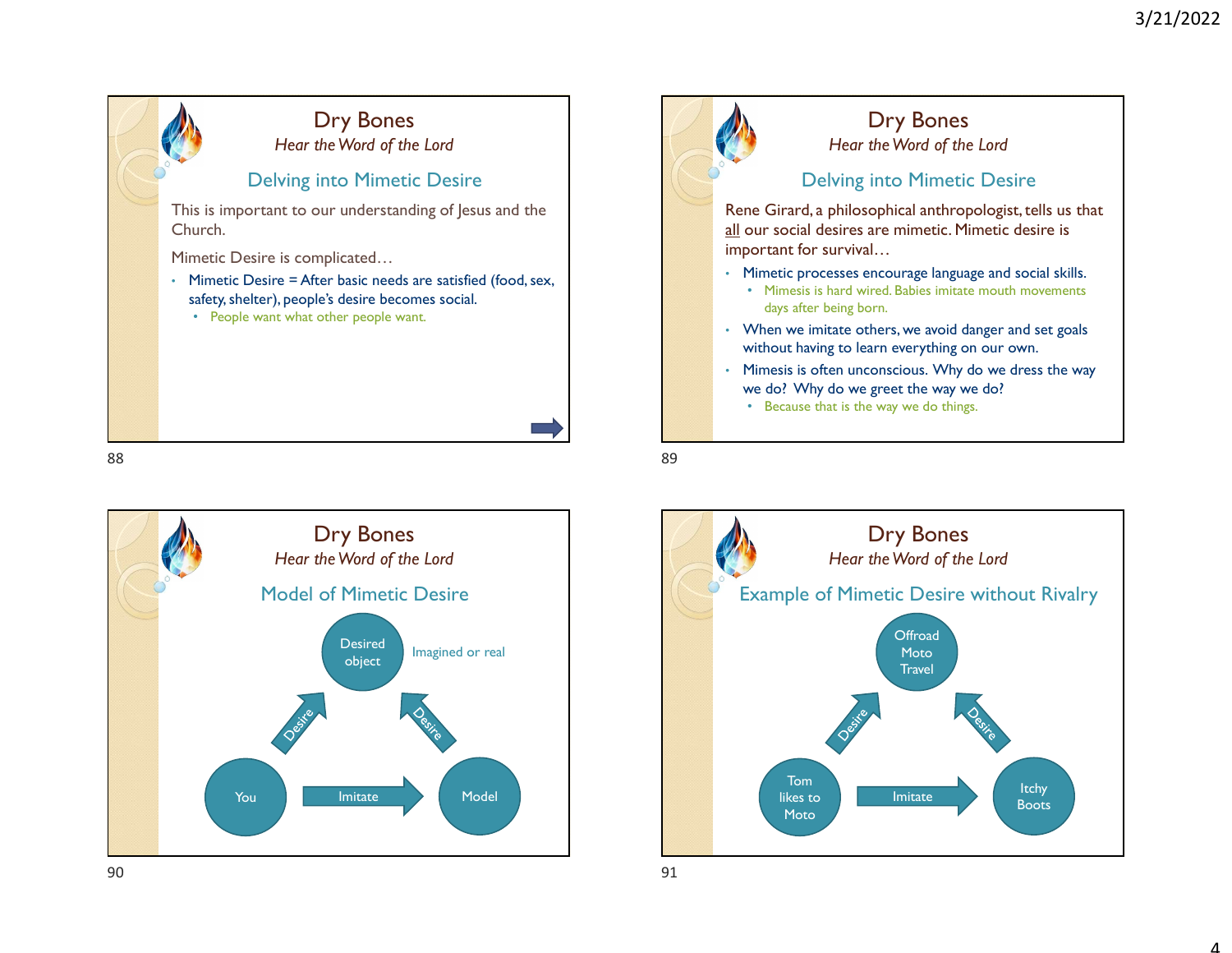## Dry Bones
*Hear the Word of the Lord*

### Delving into Mimetic Desire

This is important to our understanding of Jesus and the Church.

Mimetic Desire is complicated…

- Mimetic Desire = After basic needs are satisfied (food, sex, safety, shelter), people's desire becomes social.
  - People want what other people want.

## Dry Bones
*Hear the Word of the Lord*

### Delving into Mimetic Desire

Rene Girard, a philosophical anthropologist, tells us that all our social desires are mimetic. Mimetic desire is important for survival…

- Mimetic processes encourage language and social skills.
  - Mimesis is hard wired. Babies imitate mouth movements days after being born.
- When we imitate others, we avoid danger and set goals without having to learn everything on our own.
- Mimesis is often unconscious. Why do we dress the way we do? Why do we greet the way we do?
  - Because that is the way we do things.

## Dry Bones
*Hear the Word of the Lord*

### Model of Mimetic Desire

Desired object

Imagined or real

Desire

Desire

You

Imitate

Model

## Dry Bones
*Hear the Word of the Lord*

### Example of Mimetic Desire without Rivalry

Offroad Moto Travel

Desire

Desire

Tom likes to Moto

Imitate

Itchy Boots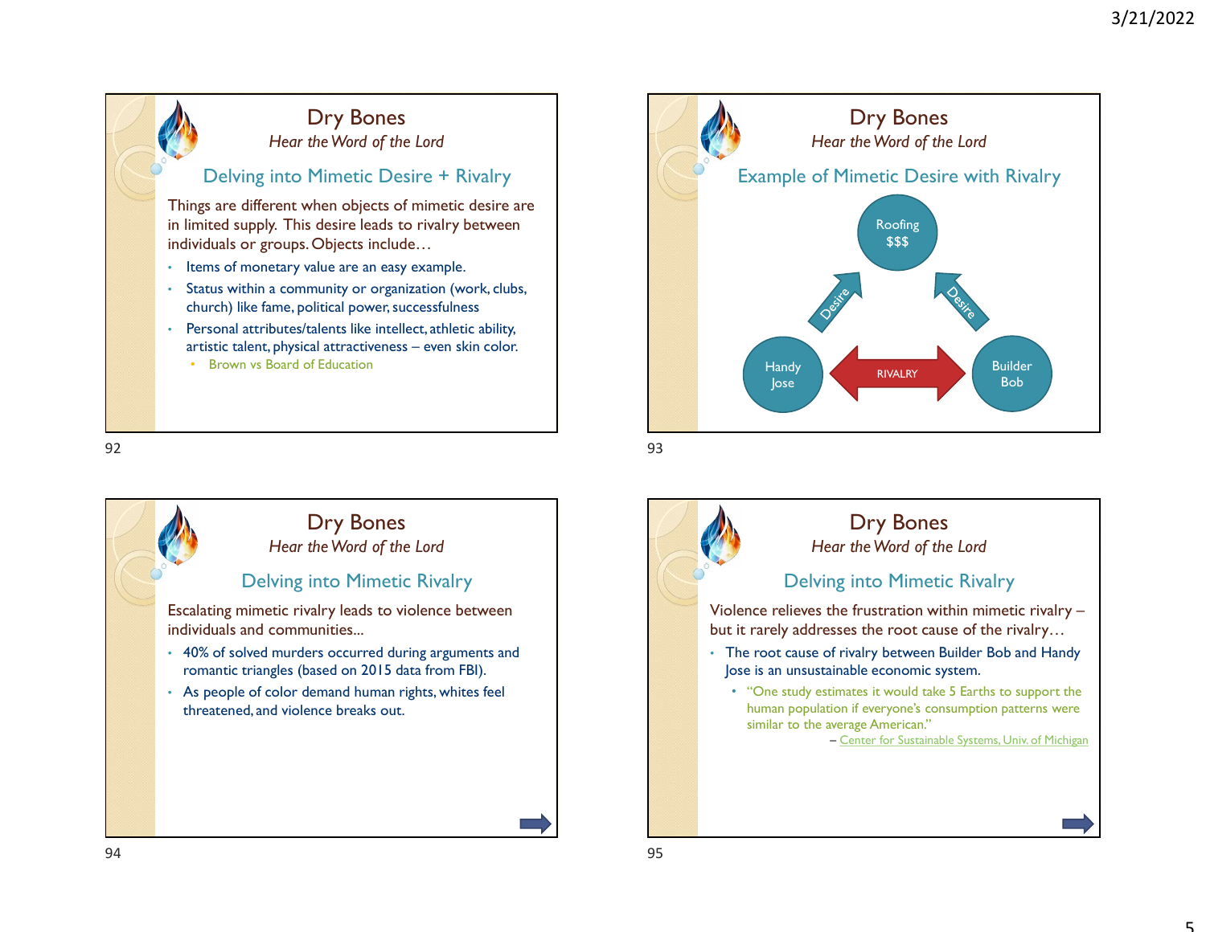# Dry Bones

*Hear the Word of the Lord*

## Delving into Mimetic Desire + Rivalry

Things are different when objects of mimetic desire are in limited supply. This desire leads to rivalry between individuals or groups. Objects include…

- Items of monetary value are an easy example.
- Status within a community or organization (work, clubs, church) like fame, political power, successfulness
- Personal attributes/talents like intellect, athletic ability, artistic talent, physical attractiveness – even skin color.
  - Brown vs Board of Education

# Dry Bones

*Hear the Word of the Lord*

## Example of Mimetic Desire with Rivalry

Roofing $$$

Desire

Desire

Handy Jose

RIVALRY

Builder Bob

# Dry Bones

*Hear the Word of the Lord*

## Delving into Mimetic Rivalry

Escalating mimetic rivalry leads to violence between individuals and communities...

- 40% of solved murders occurred during arguments and romantic triangles (based on 2015 data from FBI).
- As people of color demand human rights, whites feel threatened, and violence breaks out.

# Dry Bones

*Hear the Word of the Lord*

## Delving into Mimetic Rivalry

Violence relieves the frustration within mimetic rivalry – but it rarely addresses the root cause of the rivalry…

- The root cause of rivalry between Builder Bob and Handy Jose is an unsustainable economic system.
  - "One study estimates it would take 5 Earths to support the human population if everyone's consumption patterns were similar to the average American."
    – Center for Sustainable Systems, Univ. of Michigan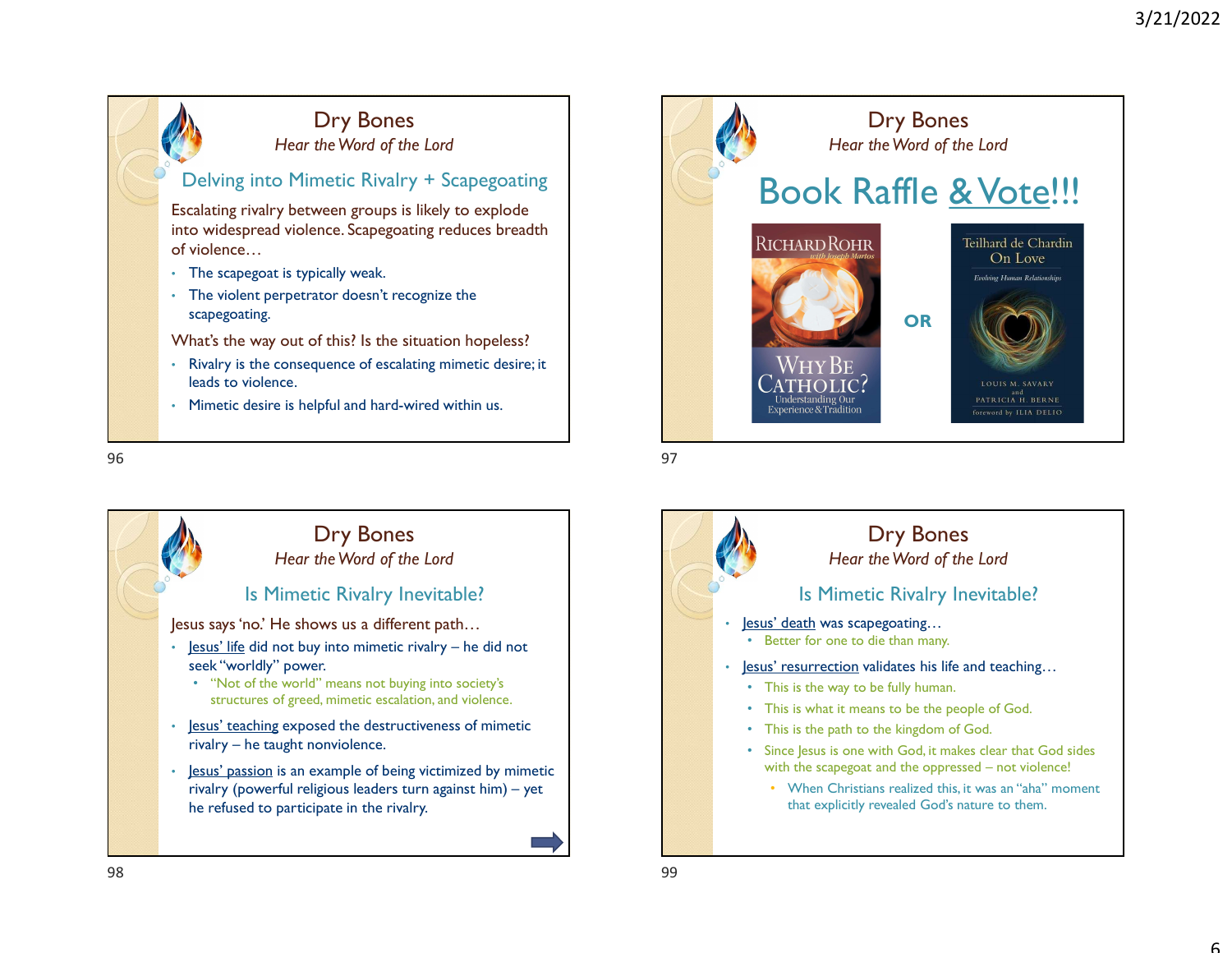## Dry Bones
*Hear the Word of the Lord*

### Delving into Mimetic Rivalry + Scapegoating

Escalating rivalry between groups is likely to explode into widespread violence. Scapegoating reduces breadth of violence…

- The scapegoat is typically weak.
- The violent perpetrator doesn't recognize the scapegoating.

What's the way out of this? Is the situation hopeless?

- Rivalry is the consequence of escalating mimetic desire; it leads to violence.
- Mimetic desire is helpful and hard-wired within us.

## Dry Bones
*Hear the Word of the Lord*

### Book Raffle & Vote!!!

RICHARD ROHR with Joseph Martos — WHY BE CATHOLIC? Understanding Our Experience & Tradition

OR

Teilhard de Chardin On Love — Evolving Human Relationships — LOUIS M. SAVARY and PATRICIA H. BERNE — foreword by ILIA DELIO

## Dry Bones
*Hear the Word of the Lord*

### Is Mimetic Rivalry Inevitable?

Jesus says 'no.' He shows us a different path…

- Jesus' life did not buy into mimetic rivalry – he did not seek "worldly" power.
  - "Not of the world" means not buying into society's structures of greed, mimetic escalation, and violence.
- Jesus' teaching exposed the destructiveness of mimetic rivalry – he taught nonviolence.
- Jesus' passion is an example of being victimized by mimetic rivalry (powerful religious leaders turn against him) – yet he refused to participate in the rivalry.

## Dry Bones
*Hear the Word of the Lord*

### Is Mimetic Rivalry Inevitable?

- Jesus' death was scapegoating…
  - Better for one to die than many.
- Jesus' resurrection validates his life and teaching…
  - This is the way to be fully human.
  - This is what it means to be the people of God.
  - This is the path to the kingdom of God.
  - Since Jesus is one with God, it makes clear that God sides with the scapegoat and the oppressed – not violence!
    - When Christians realized this, it was an "aha" moment that explicitly revealed God's nature to them.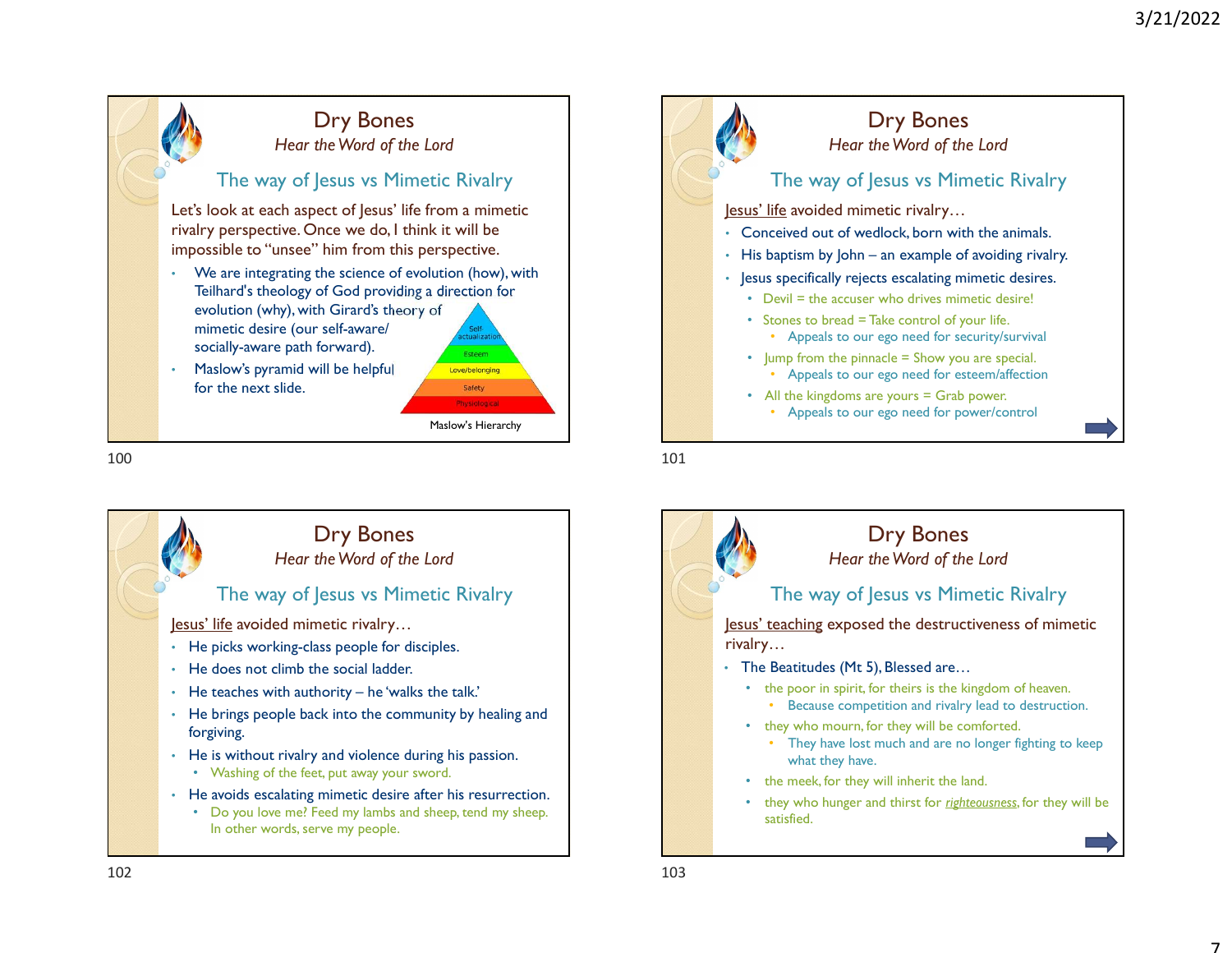## Dry Bones
*Hear the Word of the Lord*

### The way of Jesus vs Mimetic Rivalry

Let's look at each aspect of Jesus' life from a mimetic rivalry perspective. Once we do, I think it will be impossible to "unsee" him from this perspective.

- We are integrating the science of evolution (how), with Teilhard's theology of God providing a direction for evolution (why), with Girard's theory of mimetic desire (our self-aware/ socially-aware path forward).
- Maslow's pyramid will be helpful for the next slide.

Self-actualization
Esteem
Love/belonging
Safety
Physiological

Maslow's Hierarchy

---

## Dry Bones
*Hear the Word of the Lord*

### The way of Jesus vs Mimetic Rivalry

Jesus' life avoided mimetic rivalry…

- Conceived out of wedlock, born with the animals.
- His baptism by John – an example of avoiding rivalry.
- Jesus specifically rejects escalating mimetic desires.
  - Devil = the accuser who drives mimetic desire!
  - Stones to bread = Take control of your life.
    - Appeals to our ego need for security/survival
  - Jump from the pinnacle = Show you are special.
    - Appeals to our ego need for esteem/affection
  - All the kingdoms are yours = Grab power.
    - Appeals to our ego need for power/control

---

## Dry Bones
*Hear the Word of the Lord*

### The way of Jesus vs Mimetic Rivalry

Jesus' life avoided mimetic rivalry…

- He picks working-class people for disciples.
- He does not climb the social ladder.
- He teaches with authority – he 'walks the talk.'
- He brings people back into the community by healing and forgiving.
- He is without rivalry and violence during his passion.
  - Washing of the feet, put away your sword.
- He avoids escalating mimetic desire after his resurrection.
  - Do you love me? Feed my lambs and sheep, tend my sheep. In other words, serve my people.

---

## Dry Bones
*Hear the Word of the Lord*

### The way of Jesus vs Mimetic Rivalry

Jesus' teaching exposed the destructiveness of mimetic rivalry…

- The Beatitudes (Mt 5), Blessed are…
  - the poor in spirit, for theirs is the kingdom of heaven.
    - Because competition and rivalry lead to destruction.
  - they who mourn, for they will be comforted.
    - They have lost much and are no longer fighting to keep what they have.
  - the meek, for they will inherit the land.
  - they who hunger and thirst for *righteousness*, for they will be satisfied.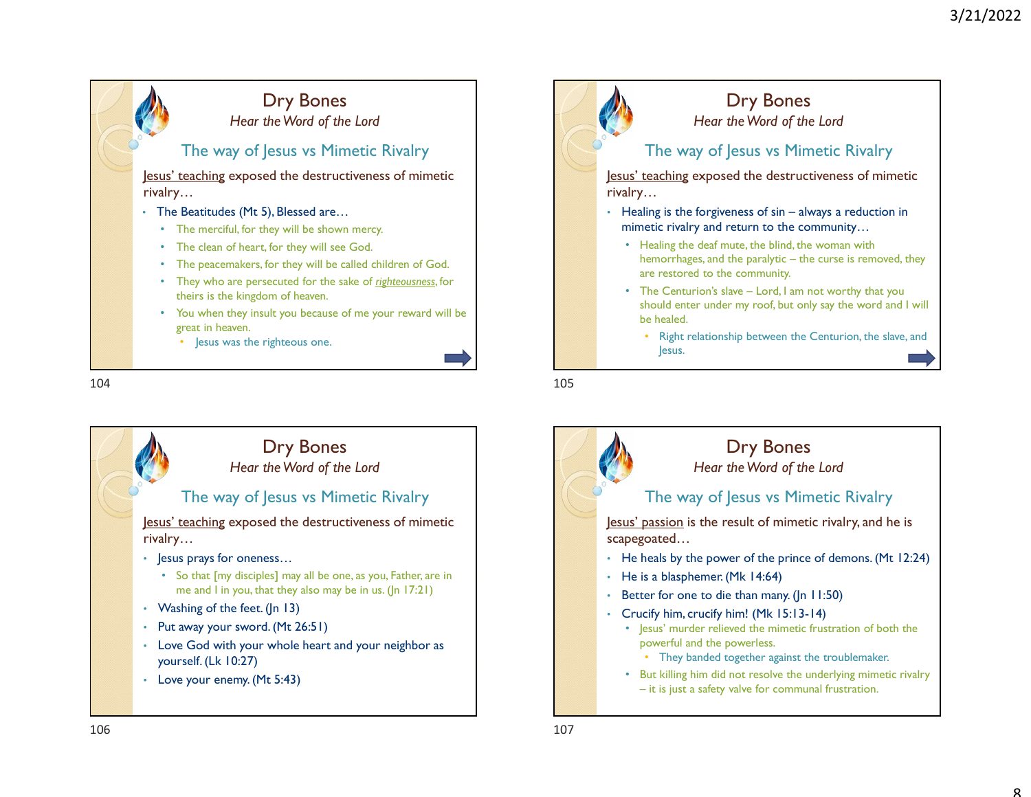## Dry Bones

*Hear the Word of the Lord*

### The way of Jesus vs Mimetic Rivalry

Jesus' teaching exposed the destructiveness of mimetic rivalry…

- The Beatitudes (Mt 5), Blessed are…
  - The merciful, for they will be shown mercy.
  - The clean of heart, for they will see God.
  - The peacemakers, for they will be called children of God.
  - They who are persecuted for the sake of *righteousness*, for theirs is the kingdom of heaven.
  - You when they insult you because of me your reward will be great in heaven.
    - Jesus was the righteous one.

## Dry Bones

*Hear the Word of the Lord*

### The way of Jesus vs Mimetic Rivalry

Jesus' teaching exposed the destructiveness of mimetic rivalry…

- Healing is the forgiveness of sin – always a reduction in mimetic rivalry and return to the community…
  - Healing the deaf mute, the blind, the woman with hemorrhages, and the paralytic – the curse is removed, they are restored to the community.
  - The Centurion's slave – Lord, I am not worthy that you should enter under my roof, but only say the word and I will be healed.
    - Right relationship between the Centurion, the slave, and Jesus.

## Dry Bones

*Hear the Word of the Lord*

### The way of Jesus vs Mimetic Rivalry

Jesus' teaching exposed the destructiveness of mimetic rivalry…

- Jesus prays for oneness…
  - So that [my disciples] may all be one, as you, Father, are in me and I in you, that they also may be in us. (Jn 17:21)
- Washing of the feet. (Jn 13)
- Put away your sword. (Mt 26:51)
- Love God with your whole heart and your neighbor as yourself. (Lk 10:27)
- Love your enemy. (Mt 5:43)

## Dry Bones

*Hear the Word of the Lord*

### The way of Jesus vs Mimetic Rivalry

Jesus' passion is the result of mimetic rivalry, and he is scapegoated…

- He heals by the power of the prince of demons. (Mt 12:24)
- He is a blasphemer. (Mk 14:64)
- Better for one to die than many. (Jn 11:50)
- Crucify him, crucify him! (Mk 15:13-14)
  - Jesus' murder relieved the mimetic frustration of both the powerful and the powerless.
    - They banded together against the troublemaker.
  - But killing him did not resolve the underlying mimetic rivalry – it is just a safety valve for communal frustration.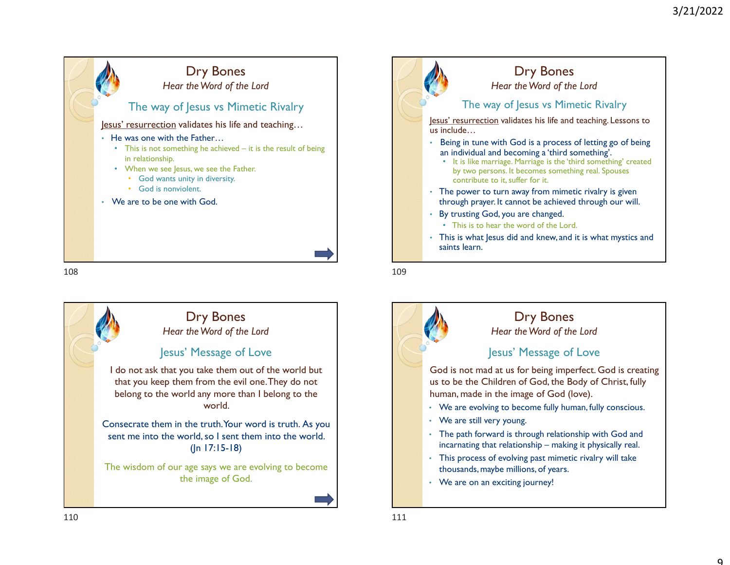# Dry Bones

*Hear the Word of the Lord*

## The way of Jesus vs Mimetic Rivalry

Jesus' resurrection validates his life and teaching…

- He was one with the Father…
  - This is not something he achieved – it is the result of being in relationship.
  - When we see Jesus, we see the Father.
    - God wants unity in diversity.
    - God is nonviolent.
- We are to be one with God.

# Dry Bones

*Hear the Word of the Lord*

## The way of Jesus vs Mimetic Rivalry

Jesus' resurrection validates his life and teaching. Lessons to us include…

- Being in tune with God is a process of letting go of being an individual and becoming a 'third something'.
  - It is like marriage. Marriage is the 'third something' created by two persons. It becomes something real. Spouses contribute to it, suffer for it.
- The power to turn away from mimetic rivalry is given through prayer. It cannot be achieved through our will.
- By trusting God, you are changed.
  - This is to hear the word of the Lord.
- This is what Jesus did and knew, and it is what mystics and saints learn.

# Dry Bones

*Hear the Word of the Lord*

## Jesus' Message of Love

I do not ask that you take them out of the world but that you keep them from the evil one. They do not belong to the world any more than I belong to the world.

Consecrate them in the truth. Your word is truth. As you sent me into the world, so I sent them into the world. (Jn 17:15-18)

The wisdom of our age says we are evolving to become the image of God.

# Dry Bones

*Hear the Word of the Lord*

## Jesus' Message of Love

God is not mad at us for being imperfect. God is creating us to be the Children of God, the Body of Christ, fully human, made in the image of God (love).

- We are evolving to become fully human, fully conscious.
- We are still very young.
- The path forward is through relationship with God and incarnating that relationship – making it physically real.
- This process of evolving past mimetic rivalry will take thousands, maybe millions, of years.
- We are on an exciting journey!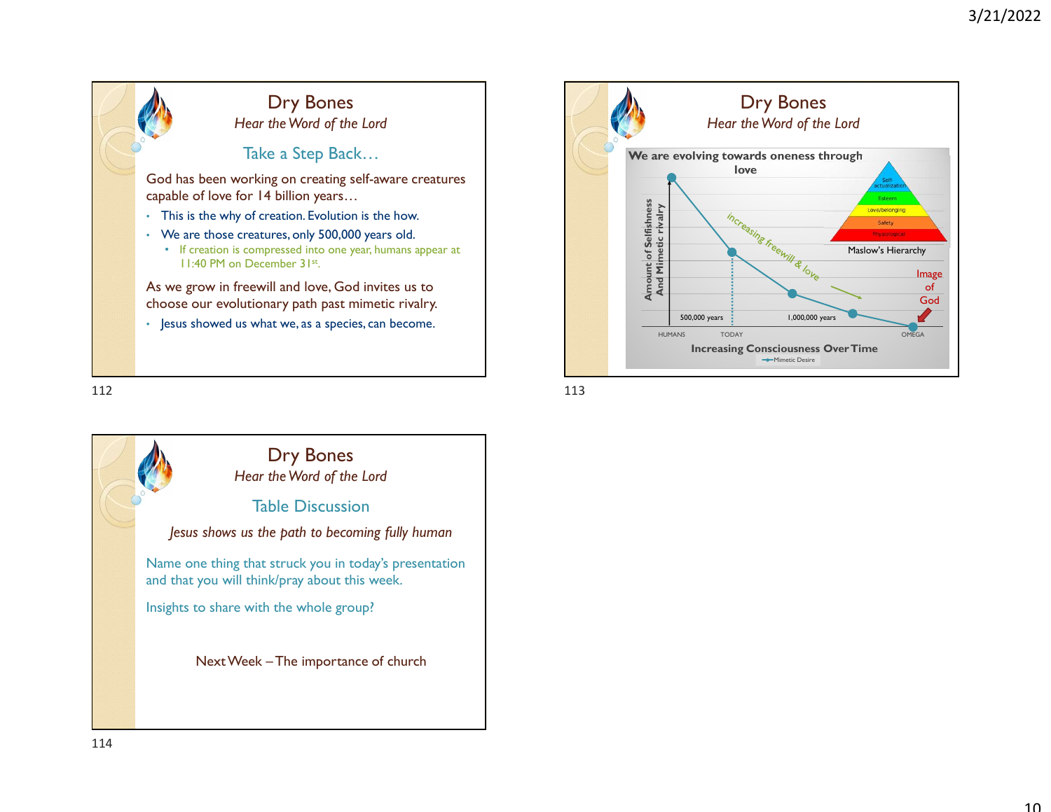## Dry Bones
*Hear the Word of the Lord*

### Take a Step Back…

God has been working on creating self-aware creatures capable of love for 14 billion years…

- This is the why of creation. Evolution is the how.
- We are those creatures, only 500,000 years old.
  - If creation is compressed into one year, humans appear at 11:40 PM on December 31st.

As we grow in freewill and love, God invites us to choose our evolutionary path past mimetic rivalry.

- Jesus showed us what we, as a species, can become.

## Dry Bones
*Hear the Word of the Lord*

We are evolving towards oneness through love

Amount of Selfishness And Mimetic rivalry

increasing freewill & love

Self-actualization

Esteem

Love/belonging

Safety

Physiological

Maslow's Hierarchy

Image of God

500,000 years

1,000,000 years

HUMANS

TODAY

OMEGA

Increasing Consciousness Over Time

Mimetic Desire

## Dry Bones
*Hear the Word of the Lord*

### Table Discussion

*Jesus shows us the path to becoming fully human*

Name one thing that struck you in today's presentation and that you will think/pray about this week.

Insights to share with the whole group?

Next Week – The importance of church